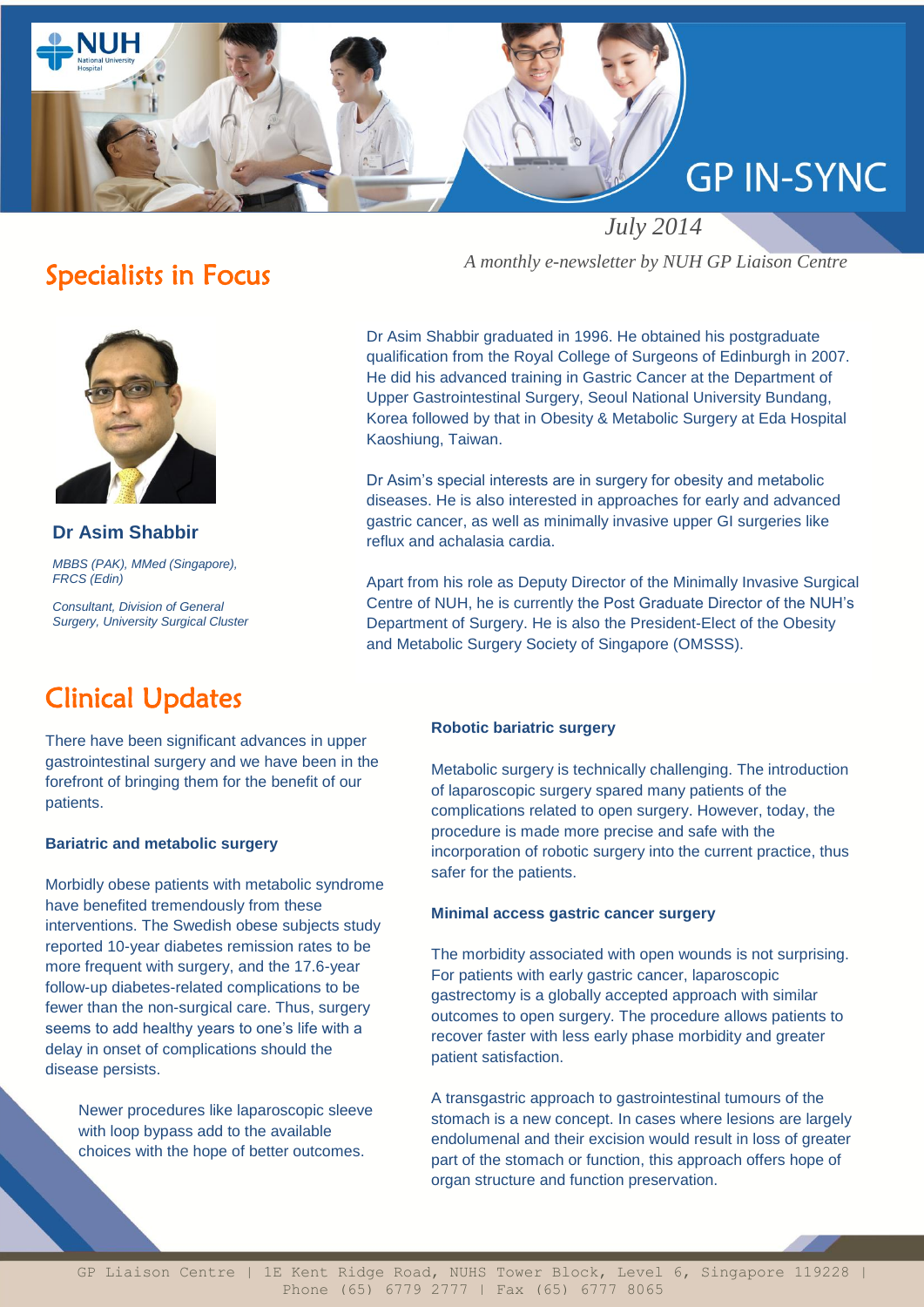# GP IN-SYNC

*July 2014*

*A monthly e-newsletter by NUH GP Liaison Centre*

## Specialists in Focus

**Dr Asim Shabbir**

*MBBS (PAK), MMed (Singapore), FRCS (Edin)*

*Consultant, Division of General Surgery, University Surgical Cluster*

Dr Asim Shabbir graduated in 1996. He obtained his postgraduate qualification from the Royal College of Surgeons of Edinburgh in 2007. He did his advanced training in Gastric Cancer at the Department of Upper Gastrointestinal Surgery, Seoul National University Bundang, Korea followed by that in Obesity & Metabolic Surgery at Eda Hospital Kaoshiung, Taiwan.

Dr Asim's special interests are in surgery for obesity and metabolic diseases. He is also interested in approaches for early and advanced gastric cancer, as well as minimally invasive upper GI surgeries like reflux and achalasia cardia.

Apart from his role as Deputy Director of the Minimally Invasive Surgical Centre of NUH, he is currently the Post Graduate Director of the NUH's Department of Surgery. He is also the President-Elect of the Obesity and Metabolic Surgery Society of Singapore (OMSSS).

## Clinical Updates

There have been significant advances in upper gastrointestinal surgery and we have been in the forefront of bringing them for the benefit of our patients.

**Bariatric and metabolic surgery**

Morbidly obese patients with metabolic syndrome have benefited tremendously from these interventions. The Swedish obese subjects study reported 10-year diabetes remission rates to be more frequent with surgery, and the 17.6-year follow-up diabetes-related complications to be fewer than the non-surgical care. Thus, surgery seems to add healthy years to one's life with a delay in onset of complications should the disease persists.

Newer procedures like laparoscopic sleeve with loop bypass add to the available choices with the hope of better outcomes.

**Robotic bariatric surgery**

Metabolic surgery is technically challenging. The introduction of laparoscopic surgery spared many patients of the complications related to open surgery. However, today, the procedure is made more precise and safe with the incorporation of robotic surgery into the current practice, thus safer for the patients.

**Minimal access gastric cancer surgery**

The morbidity associated with open wounds is not surprising. For patients with early gastric cancer, laparoscopic gastrectomy is a globally accepted approach with similar outcomes to open surgery. The procedure allows patients to recover faster with less early phase morbidity and greater patient satisfaction.

A transgastric approach to gastrointestinal tumours of the stomach is a new concept. In cases where lesions are largely endolumenal and their excision would result in loss of greater part of the stomach or function, this approach offers hope of organ structure and function preservation.

GP Liaison Centre | 1E Kent Ridge Road, NUHS Tower Block, Level 6, Singapore 119228 | Phone (65) 6779 2777 | Fax (65) 6777 8065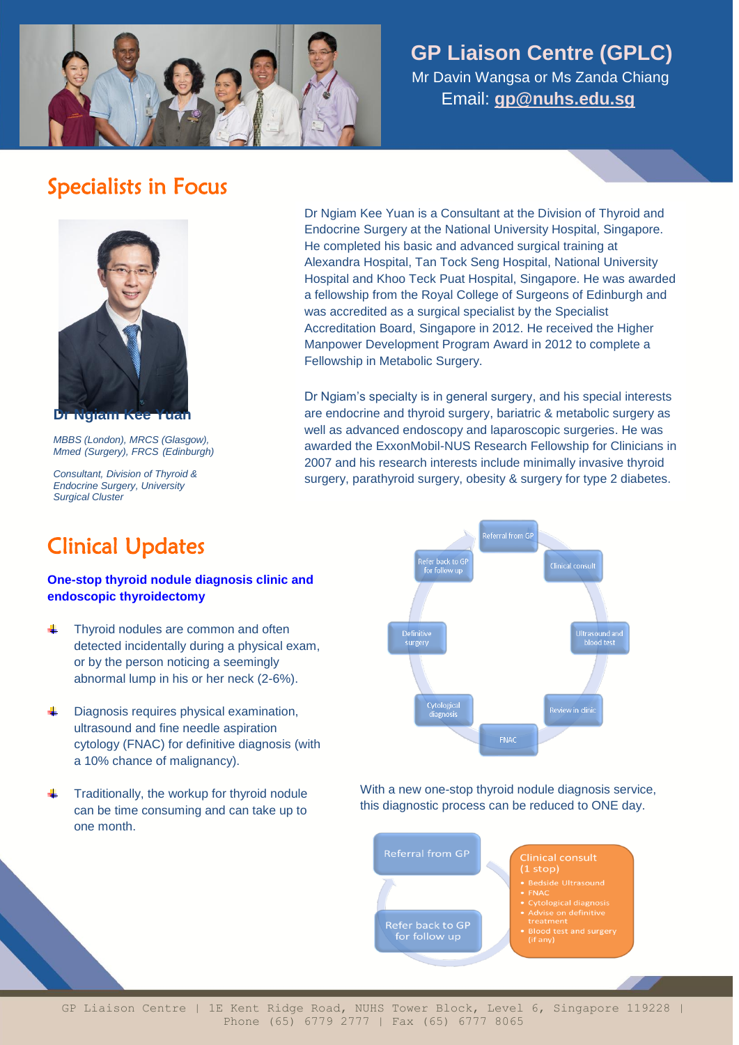## GP Liaison Centre (GPLC)

Mr Davin Wangsa or Ms Zanda Chiang

Email: **gp@nuhs.edu.sg**

# Specialists in Focus

**Dr Ngiam Kee Yuan**

*MBBS (London), MRCS (Glasgow), Mmed (Surgery), FRCS (Edinburgh)*

*Consultant, Division of Thyroid & Endocrine Surgery, University Surgical Cluster*

Dr Ngiam Kee Yuan is a Consultant at the Division of Thyroid and Endocrine Surgery at the National University Hospital, Singapore. He completed his basic and advanced surgical training at Alexandra Hospital, Tan Tock Seng Hospital, National University Hospital and Khoo Teck Puat Hospital, Singapore. He was awarded a fellowship from the Royal College of Surgeons of Edinburgh and was accredited as a surgical specialist by the Specialist Accreditation Board, Singapore in 2012. He received the Higher Manpower Development Program Award in 2012 to complete a Fellowship in Metabolic Surgery.

Dr Ngiam's specialty is in general surgery, and his special interests are endocrine and thyroid surgery, bariatric & metabolic surgery as well as advanced endoscopy and laparoscopic surgeries. He was awarded the ExxonMobil-NUS Research Fellowship for Clinicians in 2007 and his research interests include minimally invasive thyroid surgery, parathyroid surgery, obesity & surgery for type 2 diabetes.

# Clinical Updates

**One-stop thyroid nodule diagnosis clinic and endoscopic thyroidectomy**

- Thyroid nodules are common and often detected incidentally during a physical exam, or by the person noticing a seemingly abnormal lump in his or her neck (2-6%).
- Diagnosis requires physical examination, ultrasound and fine needle aspiration cytology (FNAC) for definitive diagnosis (with a 10% chance of malignancy).
- Traditionally, the workup for thyroid nodule can be time consuming and can take up to one month.

Referral from GP → Clinical consult → Ultrasound and blood test → Review in clinic → FNAC → Cytological diagnosis → Definitive surgery → Refer back to GP for follow up

With a new one-stop thyroid nodule diagnosis service, this diagnostic process can be reduced to ONE day.

Referral from GP → Clinical consult (1 stop) → Refer back to GP for follow up

Clinical consult (1 stop):
- Bedside Ultrasound
- FNAC
- Cytological diagnosis
- Advise on definitive treatment
- Blood test and surgery (if any)

GP Liaison Centre | 1E Kent Ridge Road, NUHS Tower Block, Level 6, Singapore 119228 | Phone (65) 6779 2777 | Fax (65) 6777 8065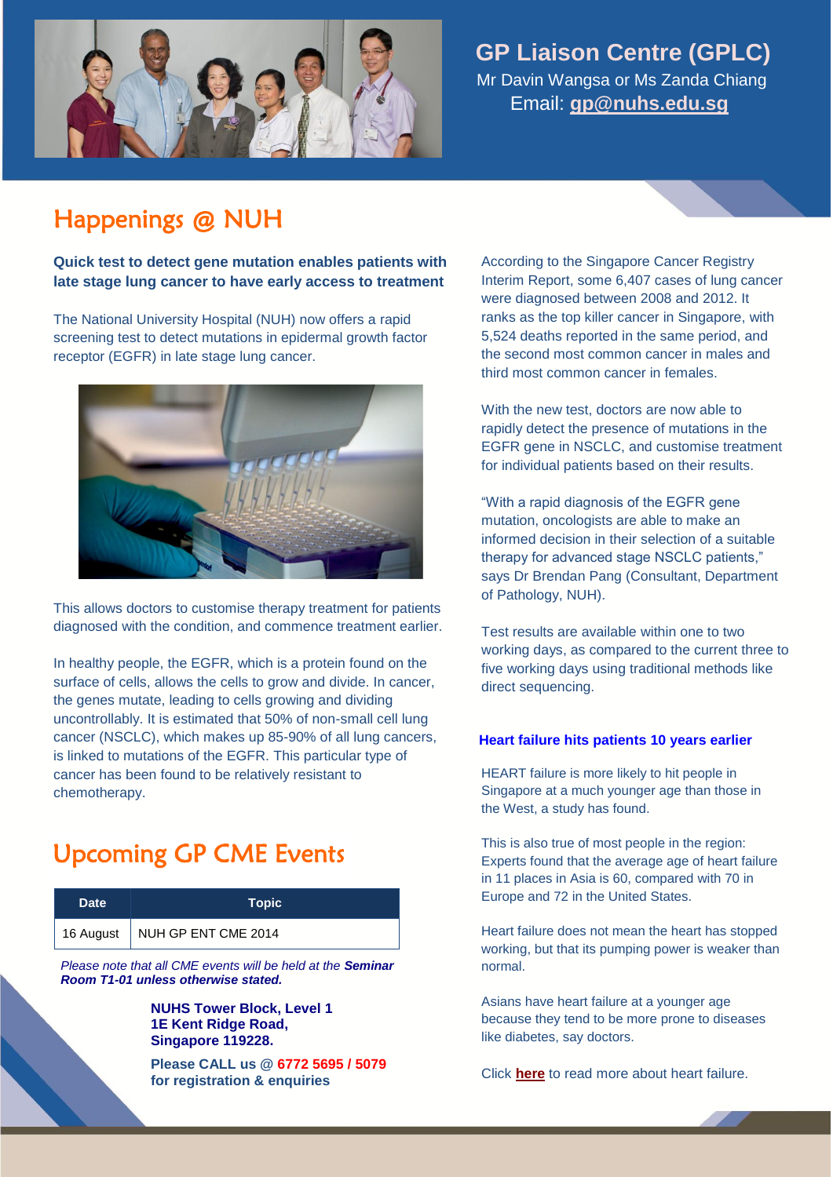**GP Liaison Centre (GPLC)**
Mr Davin Wangsa or Ms Zanda Chiang
Email: **gp@nuhs.edu.sg**

# Happenings @ NUH

**Quick test to detect gene mutation enables patients with late stage lung cancer to have early access to treatment**

The National University Hospital (NUH) now offers a rapid screening test to detect mutations in epidermal growth factor receptor (EGFR) in late stage lung cancer.

This allows doctors to customise therapy treatment for patients diagnosed with the condition, and commence treatment earlier.

In healthy people, the EGFR, which is a protein found on the surface of cells, allows the cells to grow and divide. In cancer, the genes mutate, leading to cells growing and dividing uncontrollably. It is estimated that 50% of non-small cell lung cancer (NSCLC), which makes up 85-90% of all lung cancers, is linked to mutations of the EGFR. This particular type of cancer has been found to be relatively resistant to chemotherapy.

According to the Singapore Cancer Registry Interim Report, some 6,407 cases of lung cancer were diagnosed between 2008 and 2012. It ranks as the top killer cancer in Singapore, with 5,524 deaths reported in the same period, and the second most common cancer in males and third most common cancer in females.

With the new test, doctors are now able to rapidly detect the presence of mutations in the EGFR gene in NSCLC, and customise treatment for individual patients based on their results.

"With a rapid diagnosis of the EGFR gene mutation, oncologists are able to make an informed decision in their selection of a suitable therapy for advanced stage NSCLC patients," says Dr Brendan Pang (Consultant, Department of Pathology, NUH).

Test results are available within one to two working days, as compared to the current three to five working days using traditional methods like direct sequencing.

**Heart failure hits patients 10 years earlier**

HEART failure is more likely to hit people in Singapore at a much younger age than those in the West, a study has found.

This is also true of most people in the region: Experts found that the average age of heart failure in 11 places in Asia is 60, compared with 70 in Europe and 72 in the United States.

Heart failure does not mean the heart has stopped working, but that its pumping power is weaker than normal.

Asians have heart failure at a younger age because they tend to be more prone to diseases like diabetes, say doctors.

Click **here** to read more about heart failure.

# Upcoming GP CME Events

| Date | Topic |
|---|---|
| 16 August | NUH GP ENT CME 2014 |

*Please note that all CME events will be held at the **Seminar Room T1-01 unless otherwise stated.***

**NUHS Tower Block, Level 1**
**1E Kent Ridge Road,**
**Singapore 119228.**

**Please CALL us @ 6772 5695 / 5079 for registration & enquiries**